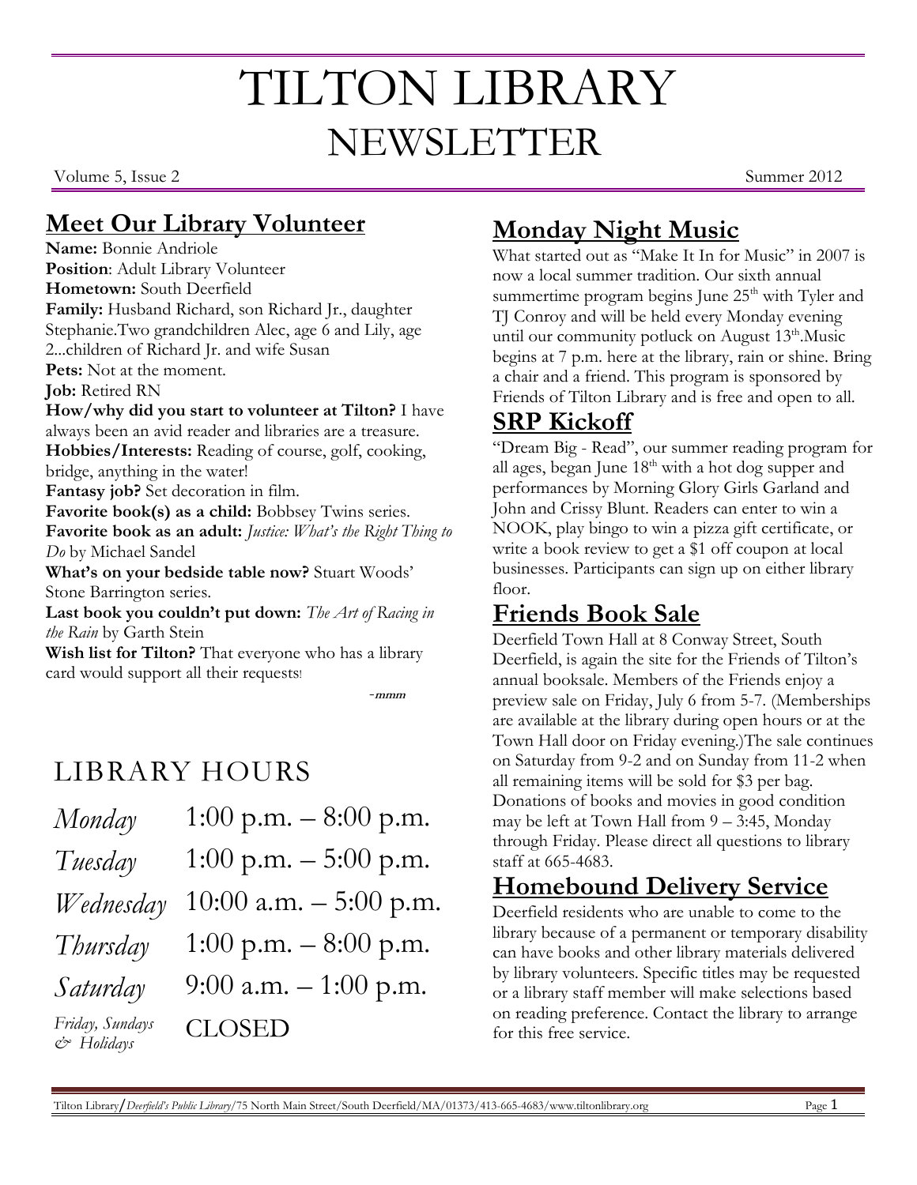# TILTON LIBRARY NEWSLETTER

Volume 5, Issue 2 Summer 2012

## Meet Our Library Volunteer

**Name:** Bonnie Andriole
**Position**: Adult Library Volunteer
**Hometown:** South Deerfield
**Family:** Husband Richard, son Richard Jr., daughter Stephanie.Two grandchildren Alec, age 6 and Lily, age 2...children of Richard Jr. and wife Susan
**Pets:** Not at the moment.
**Job:** Retired RN
**How/why did you start to volunteer at Tilton?** I have always been an avid reader and libraries are a treasure.
**Hobbies/Interests:** Reading of course, golf, cooking, bridge, anything in the water!
**Fantasy job?** Set decoration in film.
**Favorite book(s) as a child:** Bobbsey Twins series.
**Favorite book as an adult:** *Justice: What's the Right Thing to Do* by Michael Sandel
**What's on your bedside table now?** Stuart Woods' Stone Barrington series.
**Last book you couldn't put down:** *The Art of Racing in the Rain* by Garth Stein
**Wish list for Tilton?** That everyone who has a library card would support all their requests!

-mmm

## LIBRARY HOURS

| | |
|---|---|
| *Monday* | 1:00 p.m. – 8:00 p.m. |
| *Tuesday* | 1:00 p.m. – 5:00 p.m. |
| *Wednesday* | 10:00 a.m. – 5:00 p.m. |
| *Thursday* | 1:00 p.m. – 8:00 p.m. |
| *Saturday* | 9:00 a.m. – 1:00 p.m. |
| *Friday, Sundays & Holidays* | CLOSED |

## Monday Night Music

What started out as "Make It In for Music" in 2007 is now a local summer tradition. Our sixth annual summertime program begins June 25th with Tyler and TJ Conroy and will be held every Monday evening until our community potluck on August 13th.Music begins at 7 p.m. here at the library, rain or shine. Bring a chair and a friend. This program is sponsored by Friends of Tilton Library and is free and open to all.

## SRP Kickoff

"Dream Big - Read", our summer reading program for all ages, began June 18th with a hot dog supper and performances by Morning Glory Girls Garland and John and Crissy Blunt. Readers can enter to win a NOOK, play bingo to win a pizza gift certificate, or write a book review to get a $1 off coupon at local businesses. Participants can sign up on either library floor.

## Friends Book Sale

Deerfield Town Hall at 8 Conway Street, South Deerfield, is again the site for the Friends of Tilton's annual booksale. Members of the Friends enjoy a preview sale on Friday, July 6 from 5-7. (Memberships are available at the library during open hours or at the Town Hall door on Friday evening.)The sale continues on Saturday from 9-2 and on Sunday from 11-2 when all remaining items will be sold for $3 per bag. Donations of books and movies in good condition may be left at Town Hall from 9 – 3:45, Monday through Friday. Please direct all questions to library staff at 665-4683.

## Homebound Delivery Service

Deerfield residents who are unable to come to the library because of a permanent or temporary disability can have books and other library materials delivered by library volunteers. Specific titles may be requested or a library staff member will make selections based on reading preference. Contact the library to arrange for this free service.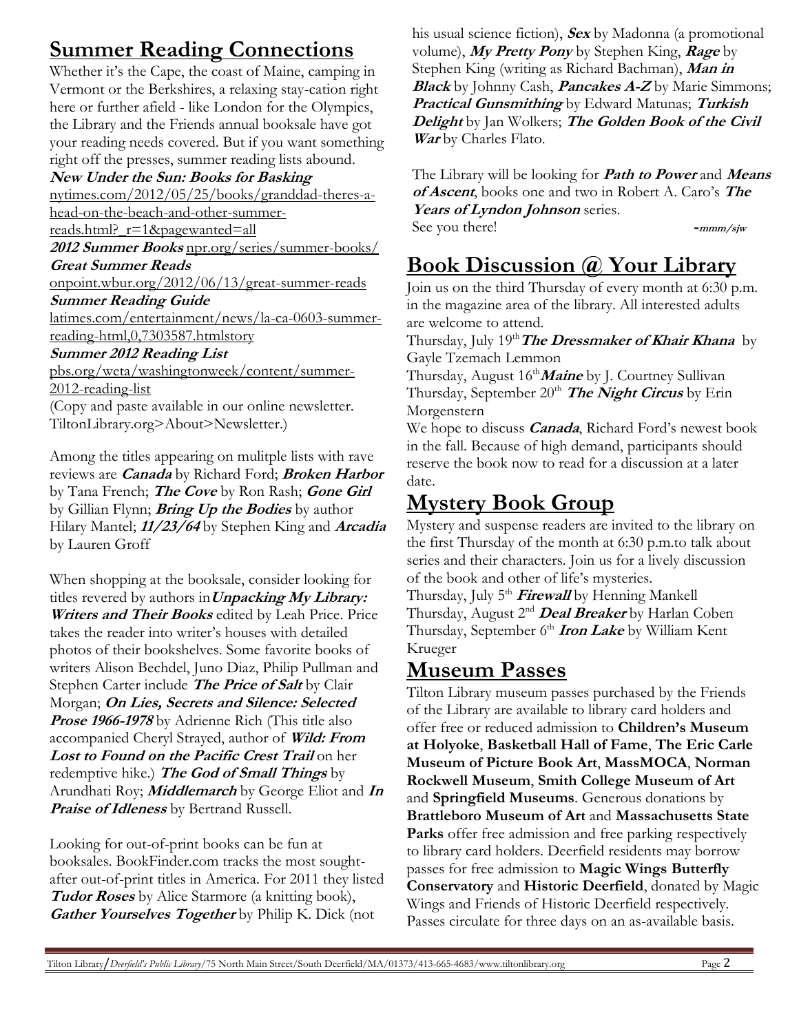## Summer Reading Connections

Whether it's the Cape, the coast of Maine, camping in Vermont or the Berkshires, a relaxing stay-cation right here or further afield - like London for the Olympics, the Library and the Friends annual booksale have got your reading needs covered. But if you want something right off the presses, summer reading lists abound.

***New Under the Sun: Books for Basking***
nytimes.com/2012/05/25/books/granddad-theres-a-head-on-the-beach-and-other-summer-reads.html?_r=1&pagewanted=all

***2012 Summer Books*** npr.org/series/summer-books/

***Great Summer Reads***
onpoint.wbur.org/2012/06/13/great-summer-reads

***Summer Reading Guide***
latimes.com/entertainment/news/la-ca-0603-summer-reading-html,0,7303587.htmlstory

***Summer 2012 Reading List***
pbs.org/weta/washingtonweek/content/summer-2012-reading-list

(Copy and paste available in our online newsletter. TiltonLibrary.org>About>Newsletter.)

Among the titles appearing on mulitple lists with rave reviews are ***Canada*** by Richard Ford; ***Broken Harbor*** by Tana French; ***The Cove*** by Ron Rash; ***Gone Girl*** by Gillian Flynn; ***Bring Up the Bodies*** by author Hilary Mantel; ***11/23/64*** by Stephen King and ***Arcadia*** by Lauren Groff

When shopping at the booksale, consider looking for titles revered by authors in ***Unpacking My Library: Writers and Their Books*** edited by Leah Price. Price takes the reader into writer's houses with detailed photos of their bookshelves. Some favorite books of writers Alison Bechdel, Juno Diaz, Philip Pullman and Stephen Carter include ***The Price of Salt*** by Clair Morgan; ***On Lies, Secrets and Silence: Selected Prose 1966-1978*** by Adrienne Rich (This title also accompanied Cheryl Strayed, author of ***Wild: From Lost to Found on the Pacific Crest Trail*** on her redemptive hike.) ***The God of Small Things*** by Arundhati Roy; ***Middlemarch*** by George Eliot and ***In Praise of Idleness*** by Bertrand Russell.

Looking for out-of-print books can be fun at booksales. BookFinder.com tracks the most sought-after out-of-print titles in America. For 2011 they listed ***Tudor Roses*** by Alice Starmore (a knitting book), ***Gather Yourselves Together*** by Philip K. Dick (not his usual science fiction), ***Sex*** by Madonna (a promotional volume), ***My Pretty Pony*** by Stephen King, ***Rage*** by Stephen King (writing as Richard Bachman), ***Man in Black*** by Johnny Cash, ***Pancakes A-Z*** by Marie Simmons; ***Practical Gunsmithing*** by Edward Matunas; ***Turkish Delight*** by Jan Wolkers; ***The Golden Book of the Civil War*** by Charles Flato.

The Library will be looking for ***Path to Power*** and ***Means of Ascent***, books one and two in Robert A. Caro's ***The Years of Lyndon Johnson*** series.

See you there! ***-mmm/sjw***

## Book Discussion @ Your Library

Join us on the third Thursday of every month at 6:30 p.m. in the magazine area of the library. All interested adults are welcome to attend.

Thursday, July 19th ***The Dressmaker of Khair Khana*** by Gayle Tzemach Lemmon
Thursday, August 16th ***Maine*** by J. Courtney Sullivan
Thursday, September 20th ***The Night Circus*** by Erin Morgenstern

We hope to discuss ***Canada***, Richard Ford's newest book in the fall. Because of high demand, participants should reserve the book now to read for a discussion at a later date.

## Mystery Book Group

Mystery and suspense readers are invited to the library on the first Thursday of the month at 6:30 p.m.to talk about series and their characters. Join us for a lively discussion of the book and other of life's mysteries.

Thursday, July 5th ***Firewall*** by Henning Mankell
Thursday, August 2nd ***Deal Breaker*** by Harlan Coben
Thursday, September 6th ***Iron Lake*** by William Kent Krueger

## Museum Passes

Tilton Library museum passes purchased by the Friends of the Library are available to library card holders and offer free or reduced admission to **Children's Museum at Holyoke**, **Basketball Hall of Fame**, **The Eric Carle Museum of Picture Book Art**, **MassMOCA**, **Norman Rockwell Museum**, **Smith College Museum of Art** and **Springfield Museums**. Generous donations by **Brattleboro Museum of Art** and **Massachusetts State Parks** offer free admission and free parking respectively to library card holders. Deerfield residents may borrow passes for free admission to **Magic Wings Butterfly Conservatory** and **Historic Deerfield**, donated by Magic Wings and Friends of Historic Deerfield respectively. Passes circulate for three days on an as-available basis.